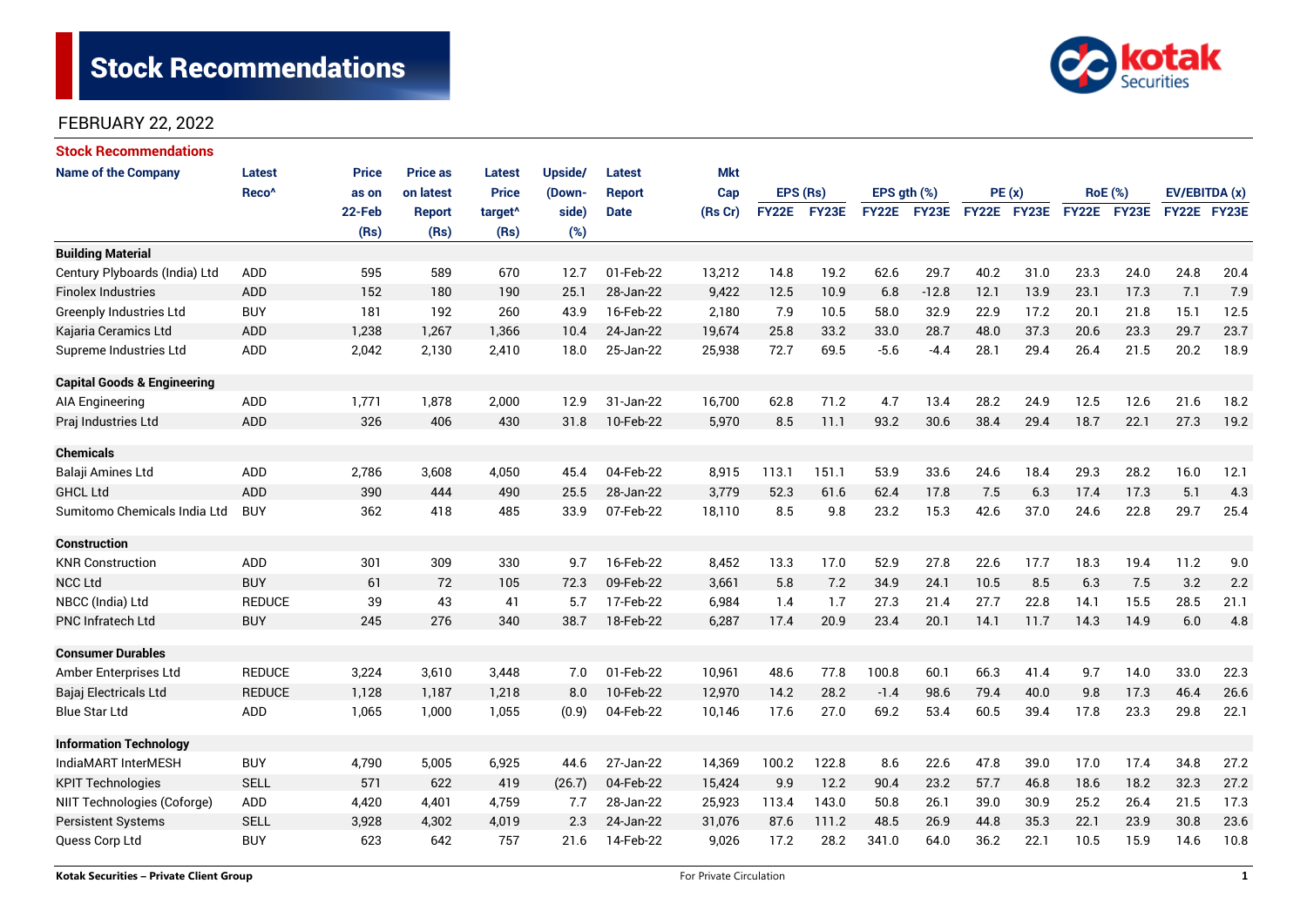# Stock Recommendations

FEBRUARY 22, 2022

## Stock Recommendations

| Name of the Company | Latest Reco^ | Price as on 22-Feb (Rs) | Price as on latest Report (Rs) | Latest Price target^ (Rs) | Upside/ (Down-side) (%) | Latest Report Date | Mkt Cap (Rs Cr) | EPS (Rs) | | EPS gth (%) | | PE (x) | | RoE (%) | | EV/EBITDA (x) | |
|---|---|---|---|---|---|---|---|---|---|---|---|---|---|---|---|---|---|
| | | | | | | | | FY22E | FY23E | FY22E | FY23E | FY22E | FY23E | FY22E | FY23E | FY22E | FY23E |
| **Building Material** | | | | | | | | | | | | | | | | | |
| Century Plyboards (India) Ltd | ADD | 595 | 589 | 670 | 12.7 | 01-Feb-22 | 13,212 | 14.8 | 19.2 | 62.6 | 29.7 | 40.2 | 31.0 | 23.3 | 24.0 | 24.8 | 20.4 |
| Finolex Industries | ADD | 152 | 180 | 190 | 25.1 | 28-Jan-22 | 9,422 | 12.5 | 10.9 | 6.8 | -12.8 | 12.1 | 13.9 | 23.1 | 17.3 | 7.1 | 7.9 |
| Greenply Industries Ltd | BUY | 181 | 192 | 260 | 43.9 | 16-Feb-22 | 2,180 | 7.9 | 10.5 | 58.0 | 32.9 | 22.9 | 17.2 | 20.1 | 21.8 | 15.1 | 12.5 |
| Kajaria Ceramics Ltd | ADD | 1,238 | 1,267 | 1,366 | 10.4 | 24-Jan-22 | 19,674 | 25.8 | 33.2 | 33.0 | 28.7 | 48.0 | 37.3 | 20.6 | 23.3 | 29.7 | 23.7 |
| Supreme Industries Ltd | ADD | 2,042 | 2,130 | 2,410 | 18.0 | 25-Jan-22 | 25,938 | 72.7 | 69.5 | -5.6 | -4.4 | 28.1 | 29.4 | 26.4 | 21.5 | 20.2 | 18.9 |
| **Capital Goods & Engineering** | | | | | | | | | | | | | | | | | |
| AIA Engineering | ADD | 1,771 | 1,878 | 2,000 | 12.9 | 31-Jan-22 | 16,700 | 62.8 | 71.2 | 4.7 | 13.4 | 28.2 | 24.9 | 12.5 | 12.6 | 21.6 | 18.2 |
| Praj Industries Ltd | ADD | 326 | 406 | 430 | 31.8 | 10-Feb-22 | 5,970 | 8.5 | 11.1 | 93.2 | 30.6 | 38.4 | 29.4 | 18.7 | 22.1 | 27.3 | 19.2 |
| **Chemicals** | | | | | | | | | | | | | | | | | |
| Balaji Amines Ltd | ADD | 2,786 | 3,608 | 4,050 | 45.4 | 04-Feb-22 | 8,915 | 113.1 | 151.1 | 53.9 | 33.6 | 24.6 | 18.4 | 29.3 | 28.2 | 16.0 | 12.1 |
| GHCL Ltd | ADD | 390 | 444 | 490 | 25.5 | 28-Jan-22 | 3,779 | 52.3 | 61.6 | 62.4 | 17.8 | 7.5 | 6.3 | 17.4 | 17.3 | 5.1 | 4.3 |
| Sumitomo Chemicals India Ltd | BUY | 362 | 418 | 485 | 33.9 | 07-Feb-22 | 18,110 | 8.5 | 9.8 | 23.2 | 15.3 | 42.6 | 37.0 | 24.6 | 22.8 | 29.7 | 25.4 |
| **Construction** | | | | | | | | | | | | | | | | | |
| KNR Construction | ADD | 301 | 309 | 330 | 9.7 | 16-Feb-22 | 8,452 | 13.3 | 17.0 | 52.9 | 27.8 | 22.6 | 17.7 | 18.3 | 19.4 | 11.2 | 9.0 |
| NCC Ltd | BUY | 61 | 72 | 105 | 72.3 | 09-Feb-22 | 3,661 | 5.8 | 7.2 | 34.9 | 24.1 | 10.5 | 8.5 | 6.3 | 7.5 | 3.2 | 2.2 |
| NBCC (India) Ltd | REDUCE | 39 | 43 | 41 | 5.7 | 17-Feb-22 | 6,984 | 1.4 | 1.7 | 27.3 | 21.4 | 27.7 | 22.8 | 14.1 | 15.5 | 28.5 | 21.1 |
| PNC Infratech Ltd | BUY | 245 | 276 | 340 | 38.7 | 18-Feb-22 | 6,287 | 17.4 | 20.9 | 23.4 | 20.1 | 14.1 | 11.7 | 14.3 | 14.9 | 6.0 | 4.8 |
| **Consumer Durables** | | | | | | | | | | | | | | | | | |
| Amber Enterprises Ltd | REDUCE | 3,224 | 3,610 | 3,448 | 7.0 | 01-Feb-22 | 10,961 | 48.6 | 77.8 | 100.8 | 60.1 | 66.3 | 41.4 | 9.7 | 14.0 | 33.0 | 22.3 |
| Bajaj Electricals Ltd | REDUCE | 1,128 | 1,187 | 1,218 | 8.0 | 10-Feb-22 | 12,970 | 14.2 | 28.2 | -1.4 | 98.6 | 79.4 | 40.0 | 9.8 | 17.3 | 46.4 | 26.6 |
| Blue Star Ltd | ADD | 1,065 | 1,000 | 1,055 | (0.9) | 04-Feb-22 | 10,146 | 17.6 | 27.0 | 69.2 | 53.4 | 60.5 | 39.4 | 17.8 | 23.3 | 29.8 | 22.1 |
| **Information Technology** | | | | | | | | | | | | | | | | | |
| IndiaMART InterMESH | BUY | 4,790 | 5,005 | 6,925 | 44.6 | 27-Jan-22 | 14,369 | 100.2 | 122.8 | 8.6 | 22.6 | 47.8 | 39.0 | 17.0 | 17.4 | 34.8 | 27.2 |
| KPIT Technologies | SELL | 571 | 622 | 419 | (26.7) | 04-Feb-22 | 15,424 | 9.9 | 12.2 | 90.4 | 23.2 | 57.7 | 46.8 | 18.6 | 18.2 | 32.3 | 27.2 |
| NIIT Technologies (Coforge) | ADD | 4,420 | 4,401 | 4,759 | 7.7 | 28-Jan-22 | 25,923 | 113.4 | 143.0 | 50.8 | 26.1 | 39.0 | 30.9 | 25.2 | 26.4 | 21.5 | 17.3 |
| Persistent Systems | SELL | 3,928 | 4,302 | 4,019 | 2.3 | 24-Jan-22 | 31,076 | 87.6 | 111.2 | 48.5 | 26.9 | 44.8 | 35.3 | 22.1 | 23.9 | 30.8 | 23.6 |
| Quess Corp Ltd | BUY | 623 | 642 | 757 | 21.6 | 14-Feb-22 | 9,026 | 17.2 | 28.2 | 341.0 | 64.0 | 36.2 | 22.1 | 10.5 | 15.9 | 14.6 | 10.8 |

Kotak Securities – Private Client Group — For Private Circulation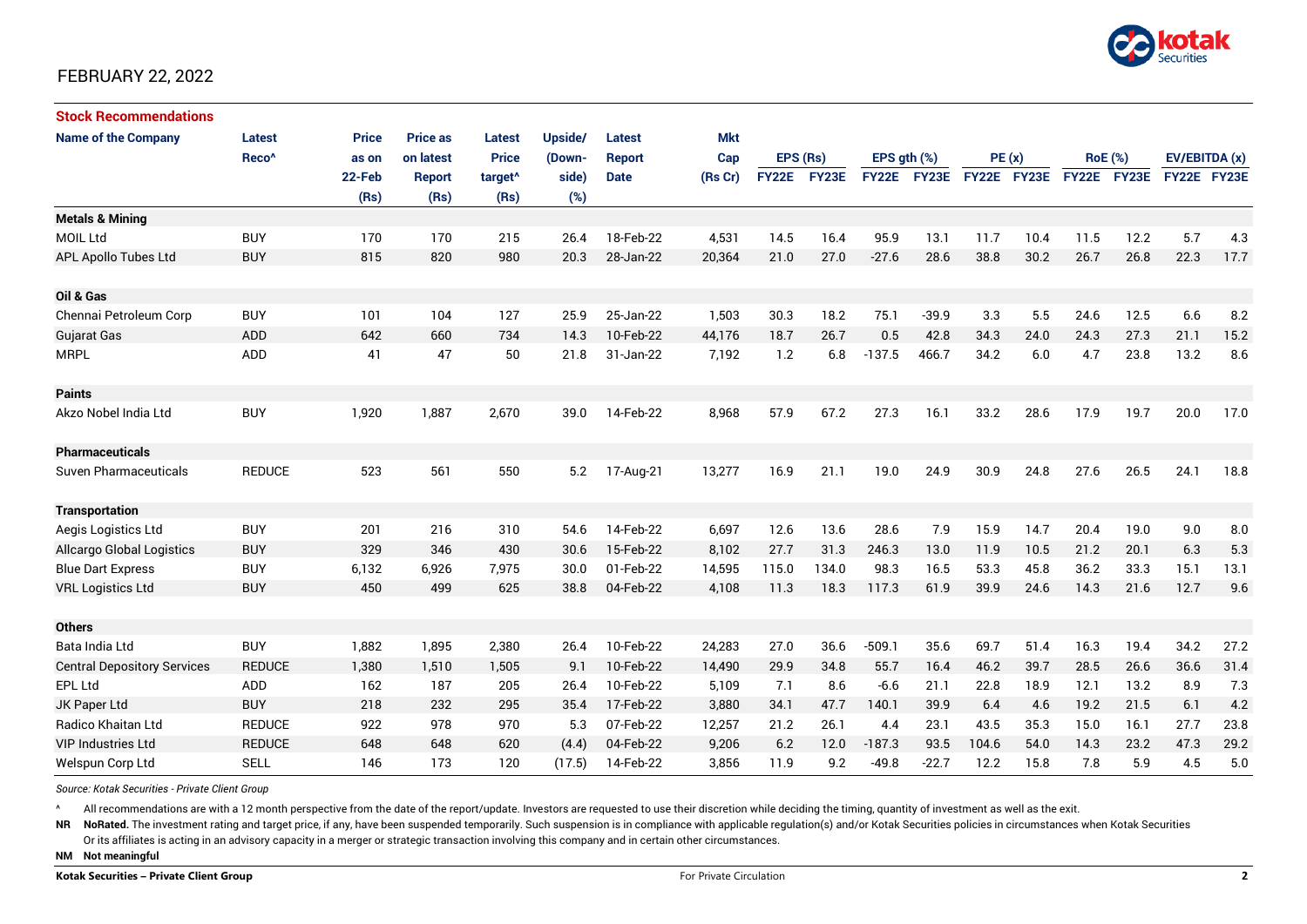FEBRUARY 22, 2022

## Stock Recommendations

| Name of the Company | Latest Reco^ | Price as on 22-Feb (Rs) | Price as on latest Report (Rs) | Latest Price target^ (Rs) | Upside/ (Down-side) (%) | Latest Report Date | Mkt Cap (Rs Cr) | EPS (Rs) | | EPS gth (%) | | PE (x) | | RoE (%) | | EV/EBITDA (x) | |
|---|---|---|---|---|---|---|---|---|---|---|---|---|---|---|---|---|---|
| | | | | | | | | FY22E | FY23E | FY22E | FY23E | FY22E | FY23E | FY22E | FY23E | FY22E | FY23E |
| **Metals & Mining** | | | | | | | | | | | | | | | | | |
| MOIL Ltd | BUY | 170 | 170 | 215 | 26.4 | 18-Feb-22 | 4,531 | 14.5 | 16.4 | 95.9 | 13.1 | 11.7 | 10.4 | 11.5 | 12.2 | 5.7 | 4.3 |
| APL Apollo Tubes Ltd | BUY | 815 | 820 | 980 | 20.3 | 28-Jan-22 | 20,364 | 21.0 | 27.0 | -27.6 | 28.6 | 38.8 | 30.2 | 26.7 | 26.8 | 22.3 | 17.7 |
| **Oil & Gas** | | | | | | | | | | | | | | | | | |
| Chennai Petroleum Corp | BUY | 101 | 104 | 127 | 25.9 | 25-Jan-22 | 1,503 | 30.3 | 18.2 | 75.1 | -39.9 | 3.3 | 5.5 | 24.6 | 12.5 | 6.6 | 8.2 |
| Gujarat Gas | ADD | 642 | 660 | 734 | 14.3 | 10-Feb-22 | 44,176 | 18.7 | 26.7 | 0.5 | 42.8 | 34.3 | 24.0 | 24.3 | 27.3 | 21.1 | 15.2 |
| MRPL | ADD | 41 | 47 | 50 | 21.8 | 31-Jan-22 | 7,192 | 1.2 | 6.8 | -137.5 | 466.7 | 34.2 | 6.0 | 4.7 | 23.8 | 13.2 | 8.6 |
| **Paints** | | | | | | | | | | | | | | | | | |
| Akzo Nobel India Ltd | BUY | 1,920 | 1,887 | 2,670 | 39.0 | 14-Feb-22 | 8,968 | 57.9 | 67.2 | 27.3 | 16.1 | 33.2 | 28.6 | 17.9 | 19.7 | 20.0 | 17.0 |
| **Pharmaceuticals** | | | | | | | | | | | | | | | | | |
| Suven Pharmaceuticals | REDUCE | 523 | 561 | 550 | 5.2 | 17-Aug-21 | 13,277 | 16.9 | 21.1 | 19.0 | 24.9 | 30.9 | 24.8 | 27.6 | 26.5 | 24.1 | 18.8 |
| **Transportation** | | | | | | | | | | | | | | | | | |
| Aegis Logistics Ltd | BUY | 201 | 216 | 310 | 54.6 | 14-Feb-22 | 6,697 | 12.6 | 13.6 | 28.6 | 7.9 | 15.9 | 14.7 | 20.4 | 19.0 | 9.0 | 8.0 |
| Allcargo Global Logistics | BUY | 329 | 346 | 430 | 30.6 | 15-Feb-22 | 8,102 | 27.7 | 31.3 | 246.3 | 13.0 | 11.9 | 10.5 | 21.2 | 20.1 | 6.3 | 5.3 |
| Blue Dart Express | BUY | 6,132 | 6,926 | 7,975 | 30.0 | 01-Feb-22 | 14,595 | 115.0 | 134.0 | 98.3 | 16.5 | 53.3 | 45.8 | 36.2 | 33.3 | 15.1 | 13.1 |
| VRL Logistics Ltd | BUY | 450 | 499 | 625 | 38.8 | 04-Feb-22 | 4,108 | 11.3 | 18.3 | 117.3 | 61.9 | 39.9 | 24.6 | 14.3 | 21.6 | 12.7 | 9.6 |
| **Others** | | | | | | | | | | | | | | | | | |
| Bata India Ltd | BUY | 1,882 | 1,895 | 2,380 | 26.4 | 10-Feb-22 | 24,283 | 27.0 | 36.6 | -509.1 | 35.6 | 69.7 | 51.4 | 16.3 | 19.4 | 34.2 | 27.2 |
| Central Depository Services | REDUCE | 1,380 | 1,510 | 1,505 | 9.1 | 10-Feb-22 | 14,490 | 29.9 | 34.8 | 55.7 | 16.4 | 46.2 | 39.7 | 28.5 | 26.6 | 36.6 | 31.4 |
| EPL Ltd | ADD | 162 | 187 | 205 | 26.4 | 10-Feb-22 | 5,109 | 7.1 | 8.6 | -6.6 | 21.1 | 22.8 | 18.9 | 12.1 | 13.2 | 8.9 | 7.3 |
| JK Paper Ltd | BUY | 218 | 232 | 295 | 35.4 | 17-Feb-22 | 3,880 | 34.1 | 47.7 | 140.1 | 39.9 | 6.4 | 4.6 | 19.2 | 21.5 | 6.1 | 4.2 |
| Radico Khaitan Ltd | REDUCE | 922 | 978 | 970 | 5.3 | 07-Feb-22 | 12,257 | 21.2 | 26.1 | 4.4 | 23.1 | 43.5 | 35.3 | 15.0 | 16.1 | 27.7 | 23.8 |
| VIP Industries Ltd | REDUCE | 648 | 648 | 620 | (4.4) | 04-Feb-22 | 9,206 | 6.2 | 12.0 | -187.3 | 93.5 | 104.6 | 54.0 | 14.3 | 23.2 | 47.3 | 29.2 |
| Welspun Corp Ltd | SELL | 146 | 173 | 120 | (17.5) | 14-Feb-22 | 3,856 | 11.9 | 9.2 | -49.8 | -22.7 | 12.2 | 15.8 | 7.8 | 5.9 | 4.5 | 5.0 |

*Source: Kotak Securities - Private Client Group*

^ All recommendations are with a 12 month perspective from the date of the report/update. Investors are requested to use their discretion while deciding the timing, quantity of investment as well as the exit.

**NR** **NoRated.** The investment rating and target price, if any, have been suspended temporarily. Such suspension is in compliance with applicable regulation(s) and/or Kotak Securities policies in circumstances when Kotak Securities Or its affiliates is acting in an advisory capacity in a merger or strategic transaction involving this company and in certain other circumstances.

**NM** **Not meaningful**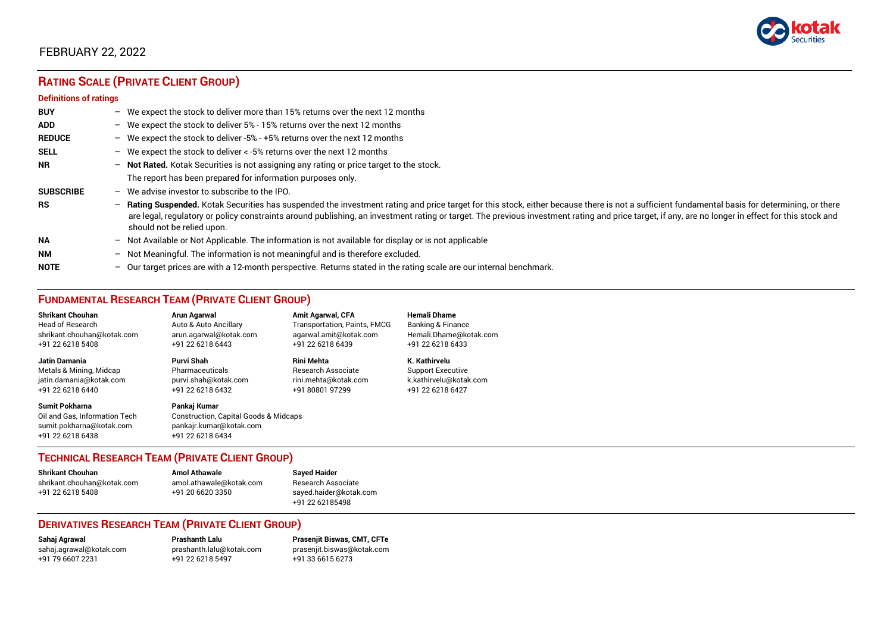FEBRUARY 22, 2022

## RATING SCALE (PRIVATE CLIENT GROUP)

### Definitions of ratings

**BUY** – We expect the stock to deliver more than 15% returns over the next 12 months

**ADD** – We expect the stock to deliver 5% - 15% returns over the next 12 months

**REDUCE** – We expect the stock to deliver -5% - +5% returns over the next 12 months

**SELL** – We expect the stock to deliver < -5% returns over the next 12 months

**NR** – **Not Rated.** Kotak Securities is not assigning any rating or price target to the stock. The report has been prepared for information purposes only.

**SUBSCRIBE** – We advise investor to subscribe to the IPO.

**RS** – **Rating Suspended.** Kotak Securities has suspended the investment rating and price target for this stock, either because there is not a sufficient fundamental basis for determining, or there are legal, regulatory or policy constraints around publishing, an investment rating or target. The previous investment rating and price target, if any, are no longer in effect for this stock and should not be relied upon.

**NA** – Not Available or Not Applicable. The information is not available for display or is not applicable

**NM** – Not Meaningful. The information is not meaningful and is therefore excluded.

**NOTE** – Our target prices are with a 12-month perspective. Returns stated in the rating scale are our internal benchmark.

## FUNDAMENTAL RESEARCH TEAM (PRIVATE CLIENT GROUP)

**Shrikant Chouhan**
Head of Research
shrikant.chouhan@kotak.com
+91 22 6218 5408

**Arun Agarwal**
Auto & Auto Ancillary
arun.agarwal@kotak.com
+91 22 6218 6443

**Amit Agarwal, CFA**
Transportation, Paints, FMCG
agarwal.amit@kotak.com
+91 22 6218 6439

**Hemali Dhame**
Banking & Finance
Hemali.Dhame@kotak.com
+91 22 6218 6433

**Jatin Damania**
Metals & Mining, Midcap
jatin.damania@kotak.com
+91 22 6218 6440

**Purvi Shah**
Pharmaceuticals
purvi.shah@kotak.com
+91 22 6218 6432

**Rini Mehta**
Research Associate
rini.mehta@kotak.com
+91 80801 97299

**K. Kathirvelu**
Support Executive
k.kathirvelu@kotak.com
+91 22 6218 6427

**Sumit Pokharna**
Oil and Gas, Information Tech
sumit.pokharna@kotak.com
+91 22 6218 6438

**Pankaj Kumar**
Construction, Capital Goods & Midcaps
pankajr.kumar@kotak.com
+91 22 6218 6434

## TECHNICAL RESEARCH TEAM (PRIVATE CLIENT GROUP)

**Shrikant Chouhan**
shrikant.chouhan@kotak.com
+91 22 6218 5408

**Amol Athawale**
amol.athawale@kotak.com
+91 20 6620 3350

**Sayed Haider**
Research Associate
sayed.haider@kotak.com
+91 22 62185498

## DERIVATIVES RESEARCH TEAM (PRIVATE CLIENT GROUP)

**Sahaj Agrawal**
sahaj.agrawal@kotak.com
+91 79 6607 2231

**Prashanth Lalu**
prashanth.lalu@kotak.com
+91 22 6218 5497

**Prasenjit Biswas, CMT, CFTe**
prasenjit.biswas@kotak.com
+91 33 6615 6273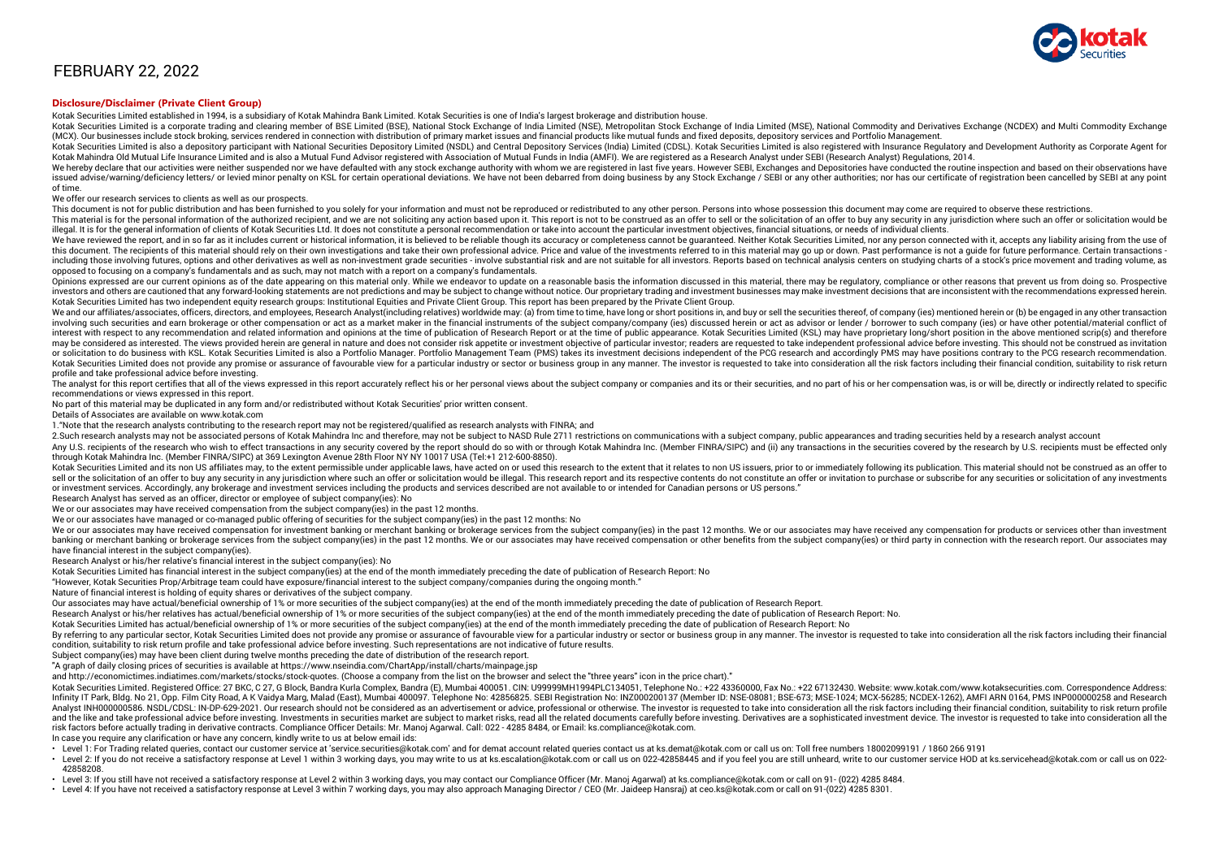# FEBRUARY 22, 2022

### Disclosure/Disclaimer (Private Client Group)

Kotak Securities Limited established in 1994, is a subsidiary of Kotak Mahindra Bank Limited. Kotak Securities is one of India's largest brokerage and distribution house.

Kotak Securities Limited is a corporate trading and clearing member of BSE Limited (BSE), National Stock Exchange of India Limited (NSE), Metropolitan Stock Exchange of India Limited (MSE), National Commodity and Derivatives Exchange (NCDEX) and Multi Commodity Exchange (MCX). Our businesses include stock broking, services rendered in connection with distribution of primary market issues and financial products like mutual funds and fixed deposits, depository services and Portfolio Management.

Kotak Securities Limited is also a depository participant with National Securities Depository Limited (NSDL) and Central Depository Services (India) Limited (CDSL). Kotak Securities Limited is also registered with Insurance Regulatory and Development Authority as Corporate Agent for Kotak Mahindra Old Mutual Life Insurance Limited and is also a Mutual Fund Advisor registered with Association of Mutual Funds in India (AMFI). We are registered as a Research Analyst under SEBI (Research Analyst) Regulations, 2014.

We hereby declare that our activities were neither suspended nor we have defaulted with any stock exchange authority with whom we are registered in last five years. However SEBI, Exchanges and Depositories have conducted the routine inspection and based on their observations have issued advise/warning/deficiency letters/ or levied minor penalty on KSL for certain operational deviations. We have not been debarred from doing business by any Stock Exchange / SEBI or any other authorities; nor has our certificate of registration been cancelled by SEBI at any point of time.

We offer our research services to clients as well as our prospects.

This document is not for public distribution and has been furnished to you solely for your information and must not be reproduced or redistributed to any other person. Persons into whose possession this document may come are required to observe these restrictions.

This material is for the personal information of the authorized recipient, and we are not soliciting any action based upon it. This report is not to be construed as an offer to sell or the solicitation of an offer to buy any security in any jurisdiction where such an offer or solicitation would be illegal. It is for the general information of clients of Kotak Securities Ltd. It does not constitute a personal recommendation or take into account the particular investment objectives, financial situations, or needs of individual clients.

We have reviewed the report, and in so far as it includes current or historical information, it is believed to be reliable though its accuracy or completeness cannot be guaranteed. Neither Kotak Securities Limited, nor any person connected with it, accepts any liability arising from the use of this document. The recipients of this material should rely on their own investigations and take their own professional advice. Price and value of the investments referred to in this material may go up or down. Past performance is not a guide for future performance. Certain transactions - including those involving futures, options and other derivatives as well as non-investment grade securities - involve substantial risk and are not suitable for all investors. Reports based on technical analysis centers on studying charts of a stock's price movement and trading volume, as opposed to focusing on a company's fundamentals and as such, may not match with a report on a company's fundamentals.

Opinions expressed are our current opinions as of the date appearing on this material only. While we endeavor to update on a reasonable basis the information discussed in this material, there may be regulatory, compliance or other reasons that prevent us from doing so. Prospective investors and others are cautioned that any forward-looking statements are not predictions and may be subject to change without notice. Our proprietary trading and investment businesses may make investment decisions that are inconsistent with the recommendations expressed herein. Kotak Securities Limited has two independent equity research groups: Institutional Equities and Private Client Group. This report has been prepared by the Private Client Group.

We and our affiliates/associates, officers, directors, and employees, Research Analyst(including relatives) worldwide may: (a) from time to time, have long or short positions in, and buy or sell the securities thereof, of company (ies) mentioned herein or (b) be engaged in any other transaction involving such securities and earn brokerage or other compensation or act as a market maker in the financial instruments of the subject company/company (ies) discussed herein or act as advisor or lender / borrower to such company (ies) or have other potential/material conflict of interest with respect to any recommendation and related information and opinions at the time of publication of Research Report or at the time of public appearance. Kotak Securities Limited (KSL) may have proprietary long/short position in the above mentioned scrip(s) and therefore may be considered as interested. The views provided herein are general in nature and does not consider risk appetite or investment objective of particular investor; readers are requested to take independent professional advice before investing. This should not be construed as invitation or solicitation to do business with KSL. Kotak Securities Limited is also a Portfolio Manager. Portfolio Management Team (PMS) takes its investment decisions independent of the PCG research and accordingly PMS may have positions contrary to the PCG research recommendation. Kotak Securities Limited does not provide any promise or assurance of favourable view for a particular industry or sector or business group in any manner. The investor is requested to take into consideration all the risk factors including their financial condition, suitability to risk return profile and take professional advice before investing.

The analyst for this report certifies that all of the views expressed in this report accurately reflect his or her personal views about the subject company or companies and its or their securities, and no part of his or her compensation was, is or will be, directly or indirectly related to specific recommendations or views expressed in this report.

No part of this material may be duplicated in any form and/or redistributed without Kotak Securities' prior written consent.

Details of Associates are available on www.kotak.com

1."Note that the research analysts contributing to the research report may not be registered/qualified as research analysts with FINRA; and

2.Such research analysts may not be associated persons of Kotak Mahindra Inc and therefore, may not be subject to NASD Rule 2711 restrictions on communications with a subject company, public appearances and trading securities held by a research analyst account

Any U.S. recipients of the research who wish to effect transactions in any security covered by the report should do so with or through Kotak Mahindra Inc. (Member FINRA/SIPC) and (ii) any transactions in the securities covered by the research by U.S. recipients must be effected only through Kotak Mahindra Inc. (Member FINRA/SIPC) at 369 Lexington Avenue 28th Floor NY NY 10017 USA (Tel:+1 212-600-8850).

Kotak Securities Limited and its non US affiliates may, to the extent permissible under applicable laws, have acted on or used this research to the extent that it relates to non US issuers, prior to or immediately following its publication. This material should not be construed as an offer to sell or the solicitation of an offer to buy any security in any jurisdiction where such an offer or solicitation would be illegal. This research report and its respective contents do not constitute an offer or invitation to purchase or subscribe for any securities or solicitation of any investments or investment services. Accordingly, any brokerage and investment services including the products and services described are not available to or intended for Canadian persons or US persons."

Research Analyst has served as an officer, director or employee of subject company(ies): No

We or our associates may have received compensation from the subject company(ies) in the past 12 months.

We or our associates have managed or co-managed public offering of securities for the subject company(ies) in the past 12 months: No

We or our associates may have received compensation for investment banking or merchant banking or brokerage services from the subject company(ies) in the past 12 months. We or our associates may have received any compensation for products or services other than investment banking or merchant banking or brokerage services from the subject company(ies) in the past 12 months. We or our associates may have received compensation or other benefits from the subject company(ies) or third party in connection with the research report. Our associates may have financial interest in the subject company(ies).

Research Analyst or his/her relative's financial interest in the subject company(ies): No

Kotak Securities Limited has financial interest in the subject company(ies) at the end of the month immediately preceding the date of publication of Research Report: No

"However, Kotak Securities Prop/Arbitrage team could have exposure/financial interest to the subject company/companies during the ongoing month."

Nature of financial interest is holding of equity shares or derivatives of the subject company.

Our associates may have actual/beneficial ownership of 1% or more securities of the subject company(ies) at the end of the month immediately preceding the date of publication of Research Report.

Research Analyst or his/her relatives has actual/beneficial ownership of 1% or more securities of the subject company(ies) at the end of the month immediately preceding the date of publication of Research Report: No.

Kotak Securities Limited has actual/beneficial ownership of 1% or more securities of the subject company(ies) at the end of the month immediately preceding the date of publication of Research Report: No

By referring to any particular sector, Kotak Securities Limited does not provide any promise or assurance of favourable view for a particular industry or sector or business group in any manner. The investor is requested to take into consideration all the risk factors including their financial condition, suitability to risk return profile and take professional advice before investing. Such representations are not indicative of future results.

Subject company(ies) may have been client during twelve months preceding the date of distribution of the research report.

"A graph of daily closing prices of securities is available at https://www.nseindia.com/ChartApp/install/charts/mainpage.jsp

and http://economictimes.indiatimes.com/markets/stocks/stock-quotes. (Choose a company from the list on the browser and select the "three years" icon in the price chart)."

Kotak Securities Limited. Registered Office: 27 BKC, C 27, G Block, Bandra Kurla Complex, Bandra (E), Mumbai 400051. CIN: U99999MH1994PLC134051, Telephone No.: +22 43360000, Fax No.: +22 67132430. Website: www.kotak.com/www.kotaksecurities.com. Correspondence Address: Infinity IT Park, Bldg. No 21, Opp. Film City Road, A K Vaidya Marg, Malad (East), Mumbai 400097. Telephone No: 42856825. SEBI Registration No: INZ000200137 (Member ID: NSE-08081; BSE-673; MSE-1024; MCX-56285; NCDEX-1262), AMFI ARN 0164, PMS INP000000258 and Research Analyst INH000000586. NSDL/CDSL: IN-DP-629-2021. Our research should not be considered as an advertisement or advice, professional or otherwise. The investor is requested to take into consideration all the risk factors including their financial condition, suitability to risk return profile and the like and take professional advice before investing. Investments in securities market are subject to market risks, read all the related documents carefully before investing. Derivatives are a sophisticated investment device. The investor is requested to take into consideration all the risk factors before actually trading in derivative contracts. Compliance Officer Details: Mr. Manoj Agarwal. Call: 022 - 4285 8484, or Email: ks.compliance@kotak.com.

In case you require any clarification or have any concern, kindly write to us at below email ids:

- Level 1: For Trading related queries, contact our customer service at 'service.securities@kotak.com' and for demat account related queries contact us at ks.demat@kotak.com or call us on: Toll free numbers 18002099191 / 1860 266 9191
- Level 2: If you do not receive a satisfactory response at Level 1 within 3 working days, you may write to us at ks.escalation@kotak.com or call us on 022-42858445 and if you feel you are still unheard, write to our customer service HOD at ks.servicehead@kotak.com or call us on 022-42858208.
- Level 3: If you still have not received a satisfactory response at Level 2 within 3 working days, you may contact our Compliance Officer (Mr. Manoj Agarwal) at ks.compliance@kotak.com or call on 91- (022) 4285 8484.
- Level 4: If you have not received a satisfactory response at Level 3 within 7 working days, you may also approach Managing Director / CEO (Mr. Jaideep Hansraj) at ceo.ks@kotak.com or call on 91-(022) 4285 8301.